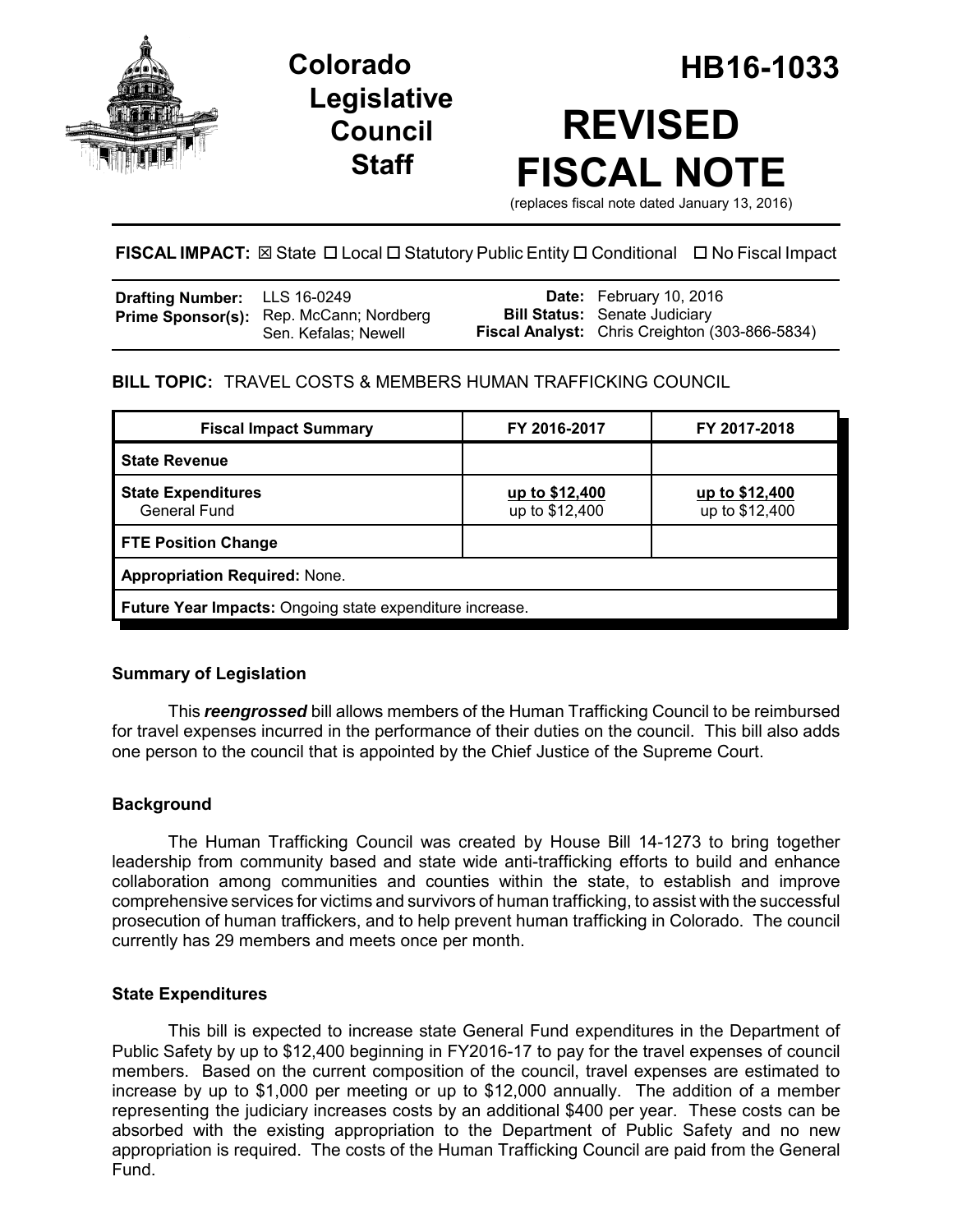Colorado Legislative Council Staff

# HB16-1033

# REVISED FISCAL NOTE

(replaces fiscal note dated January 13, 2016)

**FISCAL IMPACT:** ☒ State ☐ Local ☐ Statutory Public Entity ☐ Conditional ☐ No Fiscal Impact

| | | | |
|---|---|---|---|
| **Drafting Number:** | LLS 16-0249 | **Date:** | February 10, 2016 |
| **Prime Sponsor(s):** | Rep. McCann; Nordberg<br>Sen. Kefalas; Newell | **Bill Status:** | Senate Judiciary |
| | | **Fiscal Analyst:** | Chris Creighton (303-866-5834) |

**BILL TOPIC:** TRAVEL COSTS & MEMBERS HUMAN TRAFFICKING COUNCIL

| Fiscal Impact Summary | FY 2016-2017 | FY 2017-2018 |
|---|---|---|
| **State Revenue** | | |
| **State Expenditures**<br>General Fund | <u>up to $12,400</u><br>up to $12,400 | <u>up to $12,400</u><br>up to $12,400 |
| **FTE Position Change** | | |
| **Appropriation Required:** None. | | |
| **Future Year Impacts:** Ongoing state expenditure increase. | | |

### Summary of Legislation

This ***reengrossed*** bill allows members of the Human Trafficking Council to be reimbursed for travel expenses incurred in the performance of their duties on the council. This bill also adds one person to the council that is appointed by the Chief Justice of the Supreme Court.

### Background

The Human Trafficking Council was created by House Bill 14-1273 to bring together leadership from community based and state wide anti-trafficking efforts to build and enhance collaboration among communities and counties within the state, to establish and improve comprehensive services for victims and survivors of human trafficking, to assist with the successful prosecution of human traffickers, and to help prevent human trafficking in Colorado. The council currently has 29 members and meets once per month.

### State Expenditures

This bill is expected to increase state General Fund expenditures in the Department of Public Safety by up to $12,400 beginning in FY2016-17 to pay for the travel expenses of council members. Based on the current composition of the council, travel expenses are estimated to increase by up to $1,000 per meeting or up to $12,000 annually. The addition of a member representing the judiciary increases costs by an additional $400 per year. These costs can be absorbed with the existing appropriation to the Department of Public Safety and no new appropriation is required. The costs of the Human Trafficking Council are paid from the General Fund.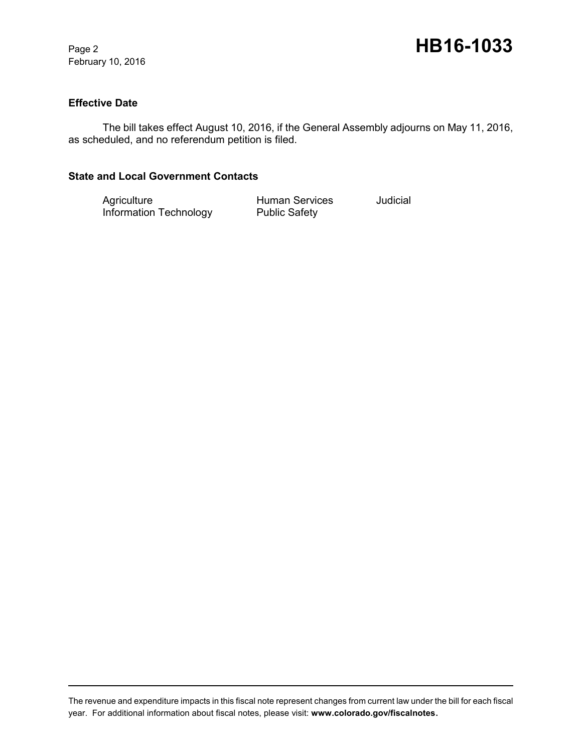### Effective Date

The bill takes effect August 10, 2016, if the General Assembly adjourns on May 11, 2016, as scheduled, and no referendum petition is filed.

### State and Local Government Contacts

| | | |
|---|---|---|
| Agriculture | Human Services | Judicial |
| Information Technology | Public Safety | |

The revenue and expenditure impacts in this fiscal note represent changes from current law under the bill for each fiscal year. For additional information about fiscal notes, please visit: **www.colorado.gov/fiscalnotes.**